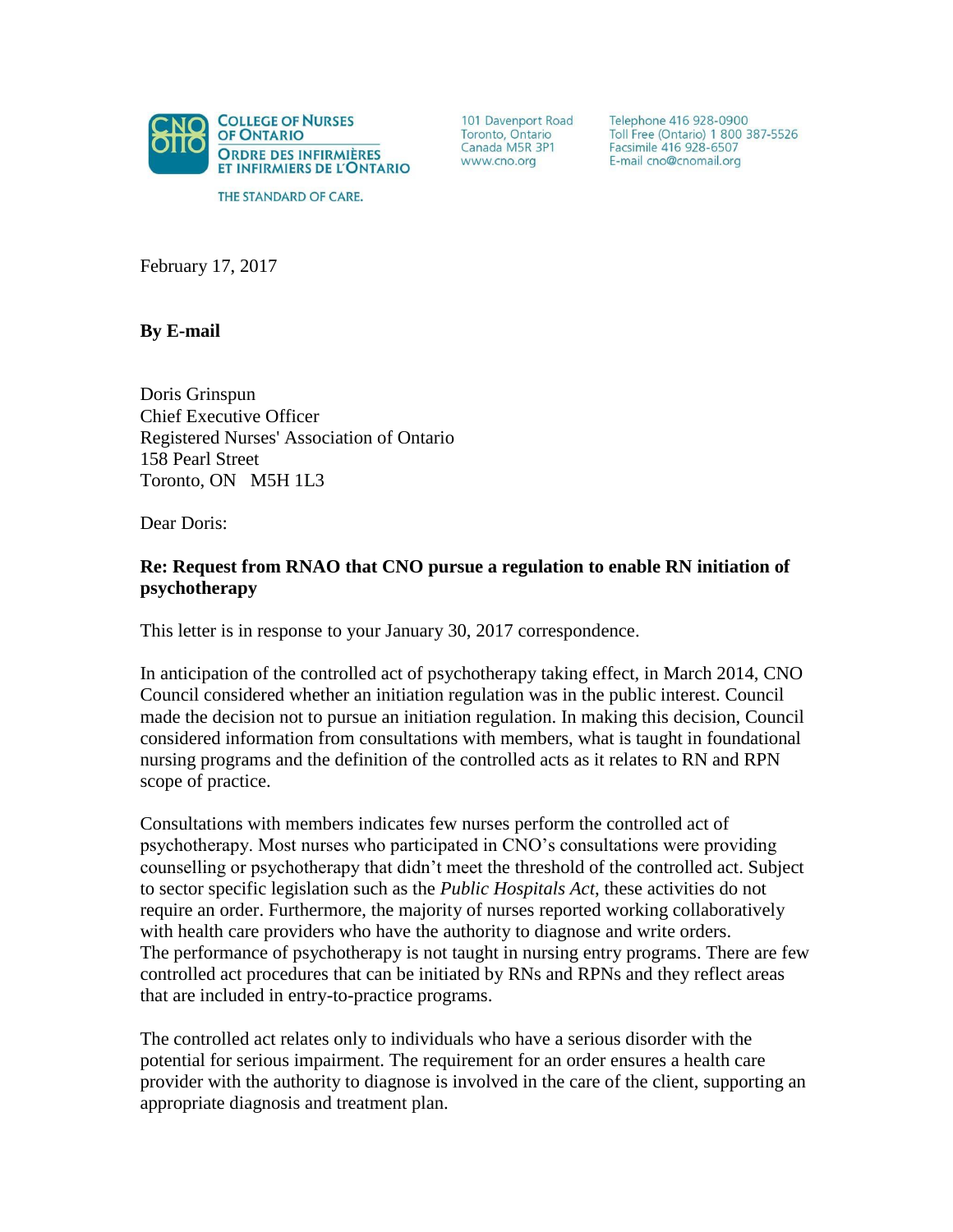**COLLEGE OF NURSES OF ONTARIO**
**ORDRE DES INFIRMIÈRES ET INFIRMIERS DE L'ONTARIO**

THE STANDARD OF CARE.

101 Davenport Road
Toronto, Ontario
Canada M5R 3P1
www.cno.org

Telephone 416 928-0900
Toll Free (Ontario) 1 800 387-5526
Facsimile 416 928-6507
E-mail cno@cnomail.org

February 17, 2017

**By E-mail**

Doris Grinspun
Chief Executive Officer
Registered Nurses' Association of Ontario
158 Pearl Street
Toronto, ON M5H 1L3

Dear Doris:

**Re: Request from RNAO that CNO pursue a regulation to enable RN initiation of psychotherapy**

This letter is in response to your January 30, 2017 correspondence.

In anticipation of the controlled act of psychotherapy taking effect, in March 2014, CNO Council considered whether an initiation regulation was in the public interest. Council made the decision not to pursue an initiation regulation. In making this decision, Council considered information from consultations with members, what is taught in foundational nursing programs and the definition of the controlled acts as it relates to RN and RPN scope of practice.

Consultations with members indicates few nurses perform the controlled act of psychotherapy. Most nurses who participated in CNO's consultations were providing counselling or psychotherapy that didn't meet the threshold of the controlled act. Subject to sector specific legislation such as the *Public Hospitals Act*, these activities do not require an order. Furthermore, the majority of nurses reported working collaboratively with health care providers who have the authority to diagnose and write orders.
The performance of psychotherapy is not taught in nursing entry programs. There are few controlled act procedures that can be initiated by RNs and RPNs and they reflect areas that are included in entry-to-practice programs.

The controlled act relates only to individuals who have a serious disorder with the potential for serious impairment. The requirement for an order ensures a health care provider with the authority to diagnose is involved in the care of the client, supporting an appropriate diagnosis and treatment plan.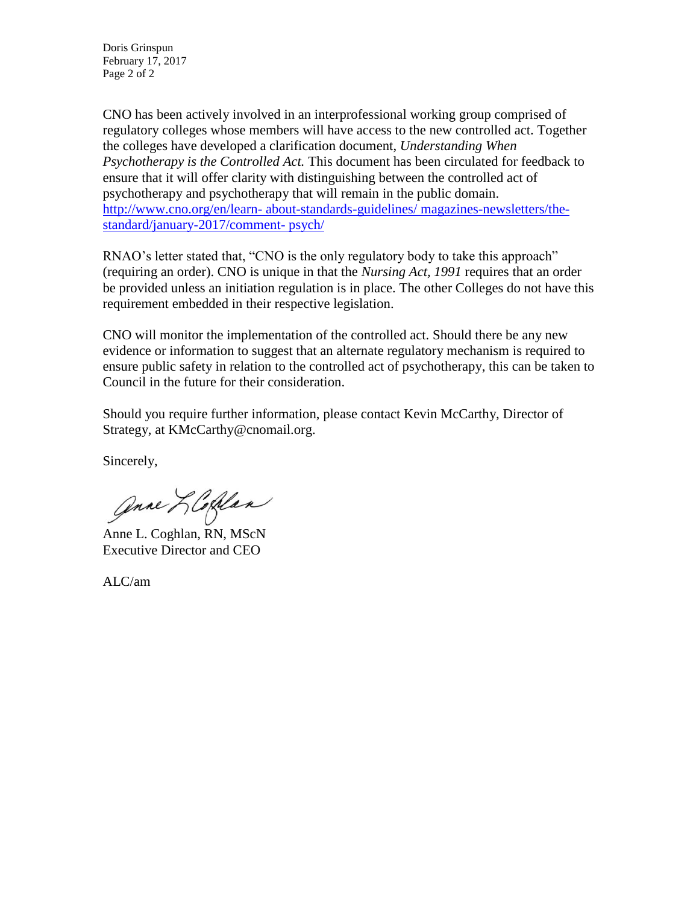CNO has been actively involved in an interprofessional working group comprised of regulatory colleges whose members will have access to the new controlled act. Together the colleges have developed a clarification document, *Understanding When Psychotherapy is the Controlled Act.* This document has been circulated for feedback to ensure that it will offer clarity with distinguishing between the controlled act of psychotherapy and psychotherapy that will remain in the public domain. [http://www.cno.org/en/learn- about-standards-guidelines/ magazines-newsletters/the-standard/january-2017/comment- psych/](http://www.cno.org/en/learn-about-standards-guidelines/magazines-newsletters/the-standard/january-2017/comment-psych/)

RNAO's letter stated that, "CNO is the only regulatory body to take this approach" (requiring an order). CNO is unique in that the *Nursing Act, 1991* requires that an order be provided unless an initiation regulation is in place. The other Colleges do not have this requirement embedded in their respective legislation.

CNO will monitor the implementation of the controlled act. Should there be any new evidence or information to suggest that an alternate regulatory mechanism is required to ensure public safety in relation to the controlled act of psychotherapy, this can be taken to Council in the future for their consideration.

Should you require further information, please contact Kevin McCarthy, Director of Strategy, at KMcCarthy@cnomail.org.

Sincerely,

Anne L. Coghlan, RN, MScN
Executive Director and CEO

ALC/am